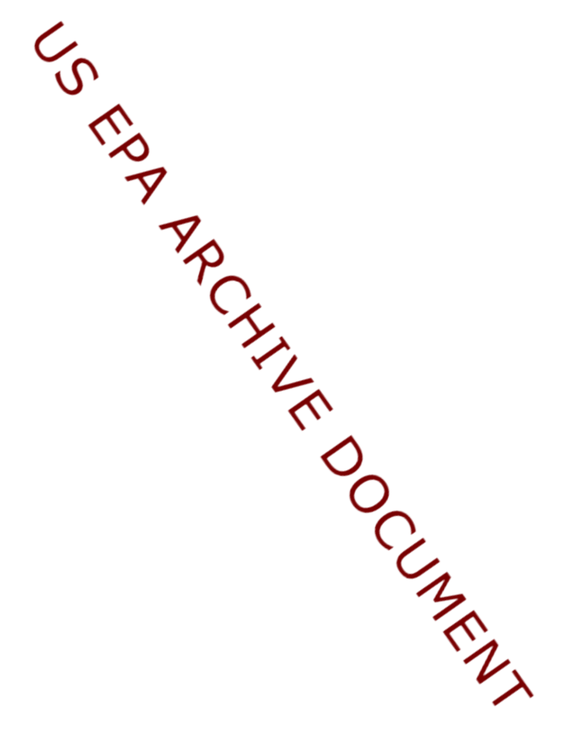US EPA ARCHIVE DOCUMENT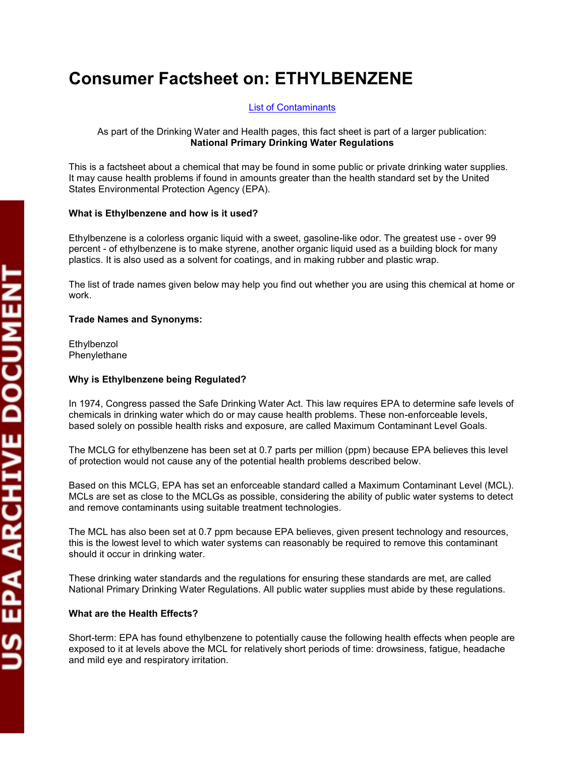# Consumer Factsheet on: ETHYLBENZENE

List of Contaminants

As part of the Drinking Water and Health pages, this fact sheet is part of a larger publication:
**National Primary Drinking Water Regulations**

This is a factsheet about a chemical that may be found in some public or private drinking water supplies. It may cause health problems if found in amounts greater than the health standard set by the United States Environmental Protection Agency (EPA).

**What is Ethylbenzene and how is it used?**

Ethylbenzene is a colorless organic liquid with a sweet, gasoline-like odor. The greatest use - over 99 percent - of ethylbenzene is to make styrene, another organic liquid used as a building block for many plastics. It is also used as a solvent for coatings, and in making rubber and plastic wrap.

The list of trade names given below may help you find out whether you are using this chemical at home or work.

**Trade Names and Synonyms:**

Ethylbenzol
Phenylethane

**Why is Ethylbenzene being Regulated?**

In 1974, Congress passed the Safe Drinking Water Act. This law requires EPA to determine safe levels of chemicals in drinking water which do or may cause health problems. These non-enforceable levels, based solely on possible health risks and exposure, are called Maximum Contaminant Level Goals.

The MCLG for ethylbenzene has been set at 0.7 parts per million (ppm) because EPA believes this level of protection would not cause any of the potential health problems described below.

Based on this MCLG, EPA has set an enforceable standard called a Maximum Contaminant Level (MCL). MCLs are set as close to the MCLGs as possible, considering the ability of public water systems to detect and remove contaminants using suitable treatment technologies.

The MCL has also been set at 0.7 ppm because EPA believes, given present technology and resources, this is the lowest level to which water systems can reasonably be required to remove this contaminant should it occur in drinking water.

These drinking water standards and the regulations for ensuring these standards are met, are called National Primary Drinking Water Regulations. All public water supplies must abide by these regulations.

**What are the Health Effects?**

Short-term: EPA has found ethylbenzene to potentially cause the following health effects when people are exposed to it at levels above the MCL for relatively short periods of time: drowsiness, fatigue, headache and mild eye and respiratory irritation.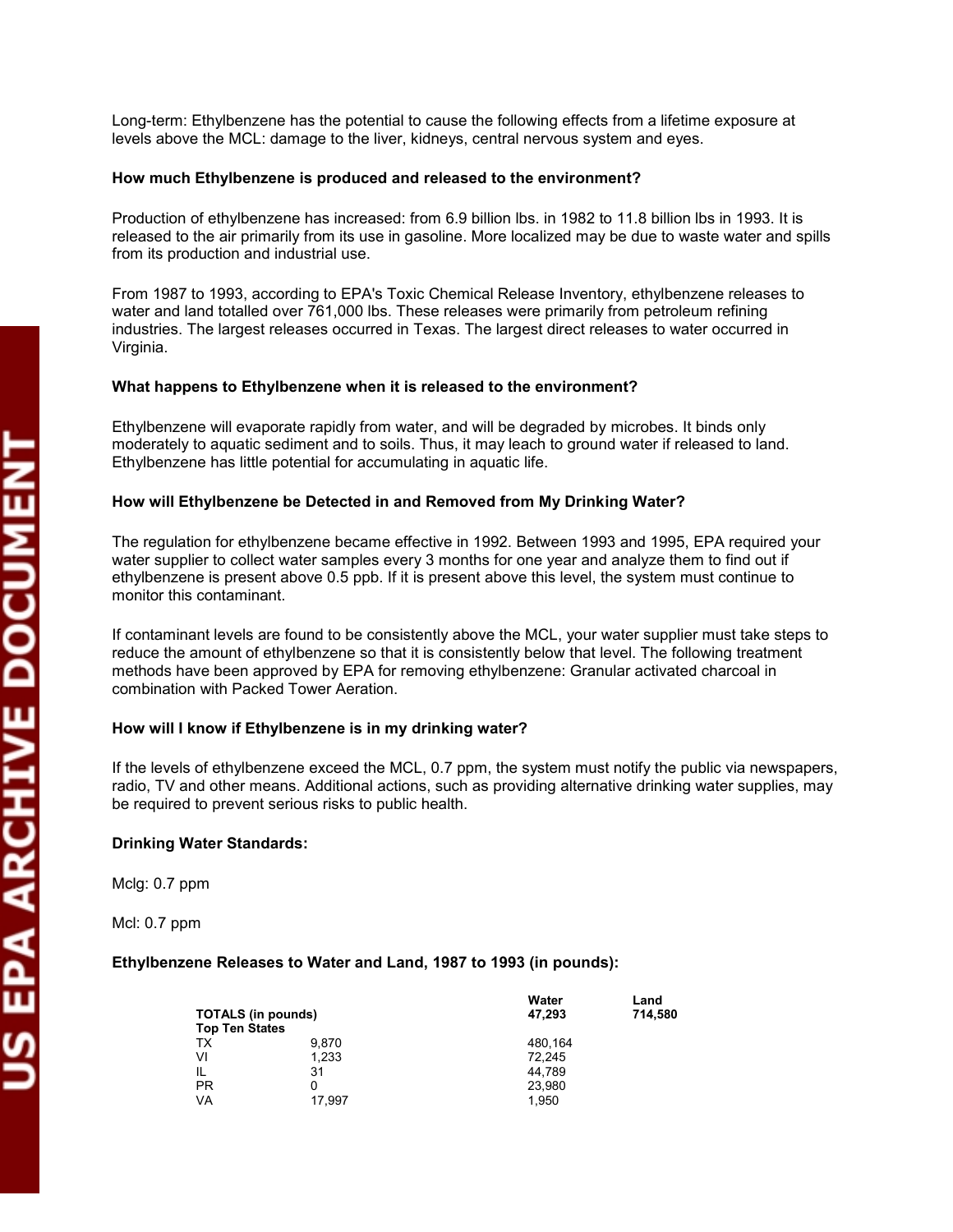Long-term: Ethylbenzene has the potential to cause the following effects from a lifetime exposure at levels above the MCL: damage to the liver, kidneys, central nervous system and eyes.

**How much Ethylbenzene is produced and released to the environment?**

Production of ethylbenzene has increased: from 6.9 billion lbs. in 1982 to 11.8 billion lbs in 1993. It is released to the air primarily from its use in gasoline. More localized may be due to waste water and spills from its production and industrial use.

From 1987 to 1993, according to EPA's Toxic Chemical Release Inventory, ethylbenzene releases to water and land totalled over 761,000 lbs. These releases were primarily from petroleum refining industries. The largest releases occurred in Texas. The largest direct releases to water occurred in Virginia.

**What happens to Ethylbenzene when it is released to the environment?**

Ethylbenzene will evaporate rapidly from water, and will be degraded by microbes. It binds only moderately to aquatic sediment and to soils. Thus, it may leach to ground water if released to land. Ethylbenzene has little potential for accumulating in aquatic life.

**How will Ethylbenzene be Detected in and Removed from My Drinking Water?**

The regulation for ethylbenzene became effective in 1992. Between 1993 and 1995, EPA required your water supplier to collect water samples every 3 months for one year and analyze them to find out if ethylbenzene is present above 0.5 ppb. If it is present above this level, the system must continue to monitor this contaminant.

If contaminant levels are found to be consistently above the MCL, your water supplier must take steps to reduce the amount of ethylbenzene so that it is consistently below that level. The following treatment methods have been approved by EPA for removing ethylbenzene: Granular activated charcoal in combination with Packed Tower Aeration.

**How will I know if Ethylbenzene is in my drinking water?**

If the levels of ethylbenzene exceed the MCL, 0.7 ppm, the system must notify the public via newspapers, radio, TV and other means. Additional actions, such as providing alternative drinking water supplies, may be required to prevent serious risks to public health.

**Drinking Water Standards:**

Mclg: 0.7 ppm

Mcl: 0.7 ppm

**Ethylbenzene Releases to Water and Land, 1987 to 1993 (in pounds):**

| | | **Water** | **Land** |
|---|---|---|---|
| **TOTALS (in pounds)** | | **47,293** | **714,580** |
| **Top Ten States** | | | |
| TX | 9,870 | 480,164 | |
| VI | 1,233 | 72,245 | |
| IL | 31 | 44,789 | |
| PR | 0 | 23,980 | |
| VA | 17,997 | 1,950 | |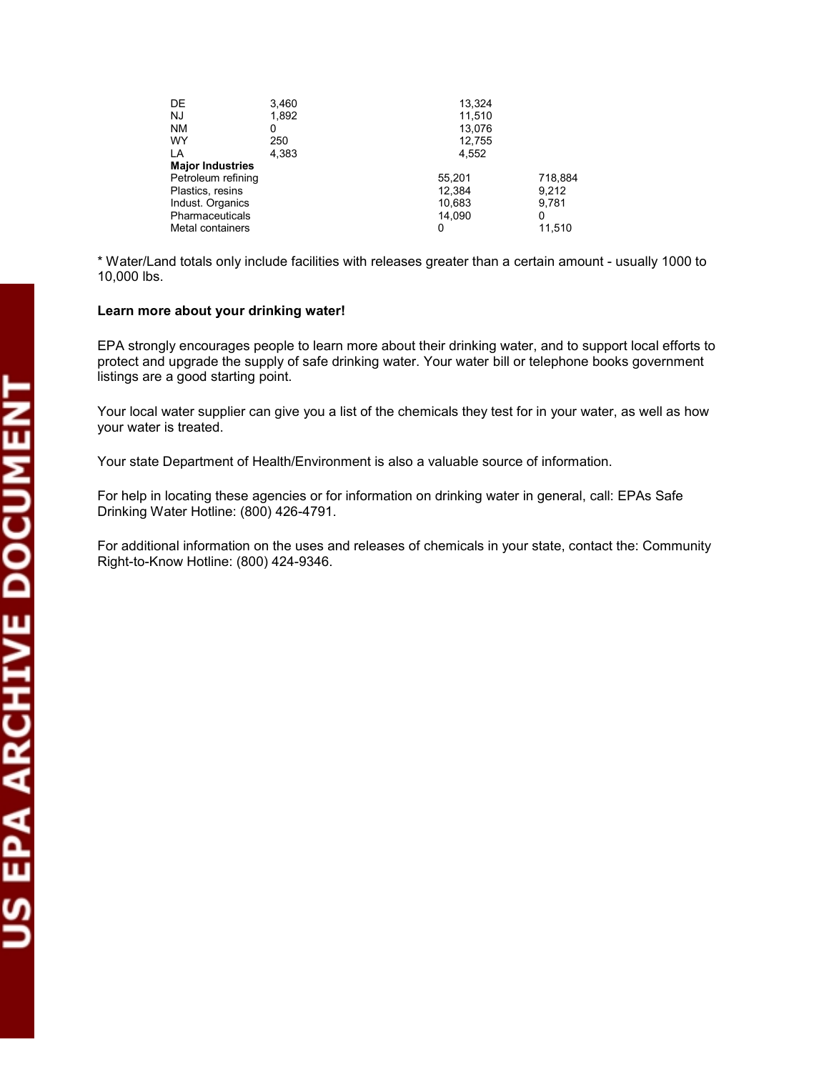| | | | |
|---|---|---|---|
| DE | 3,460 | 13,324 | |
| NJ | 1,892 | 11,510 | |
| NM | 0 | 13,076 | |
| WY | 250 | 12,755 | |
| LA | 4,383 | 4,552 | |
| **Major Industries** | | | |
| Petroleum refining | | 55,201 | 718,884 |
| Plastics, resins | | 12,384 | 9,212 |
| Indust. Organics | | 10,683 | 9,781 |
| Pharmaceuticals | | 14,090 | 0 |
| Metal containers | | 0 | 11,510 |

* Water/Land totals only include facilities with releases greater than a certain amount - usually 1000 to 10,000 lbs.

**Learn more about your drinking water!**

EPA strongly encourages people to learn more about their drinking water, and to support local efforts to protect and upgrade the supply of safe drinking water. Your water bill or telephone books government listings are a good starting point.

Your local water supplier can give you a list of the chemicals they test for in your water, as well as how your water is treated.

Your state Department of Health/Environment is also a valuable source of information.

For help in locating these agencies or for information on drinking water in general, call: EPAs Safe Drinking Water Hotline: (800) 426-4791.

For additional information on the uses and releases of chemicals in your state, contact the: Community Right-to-Know Hotline: (800) 424-9346.